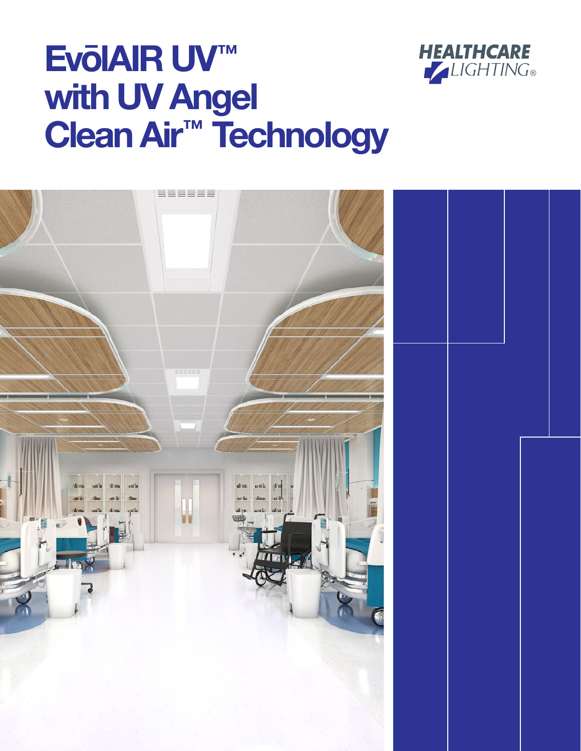# EvōlAIR UV™ with UV Angel Clean Air™ Technology

HEALTHCARE LIGHTING®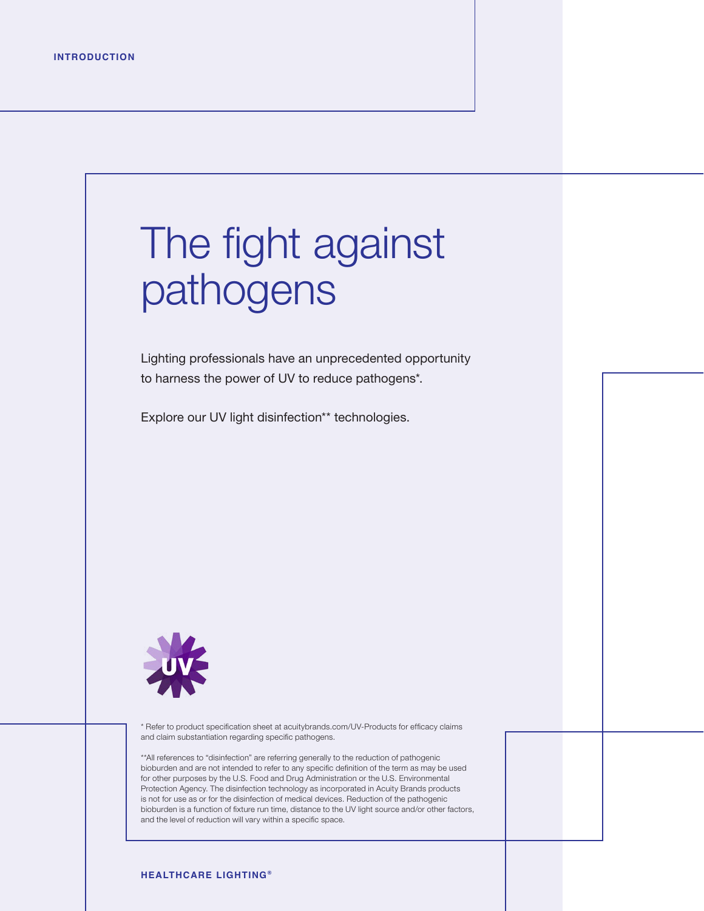INTRODUCTION

# The fight against pathogens

Lighting professionals have an unprecedented opportunity to harness the power of UV to reduce pathogens*.

Explore our UV light disinfection** technologies.

* Refer to product specification sheet at acuitybrands.com/UV-Products for efficacy claims and claim substantiation regarding specific pathogens.

**All references to "disinfection" are referring generally to the reduction of pathogenic bioburden and are not intended to refer to any specific definition of the term as may be used for other purposes by the U.S. Food and Drug Administration or the U.S. Environmental Protection Agency. The disinfection technology as incorporated in Acuity Brands products is not for use as or for the disinfection of medical devices. Reduction of the pathogenic bioburden is a function of fixture run time, distance to the UV light source and/or other factors, and the level of reduction will vary within a specific space.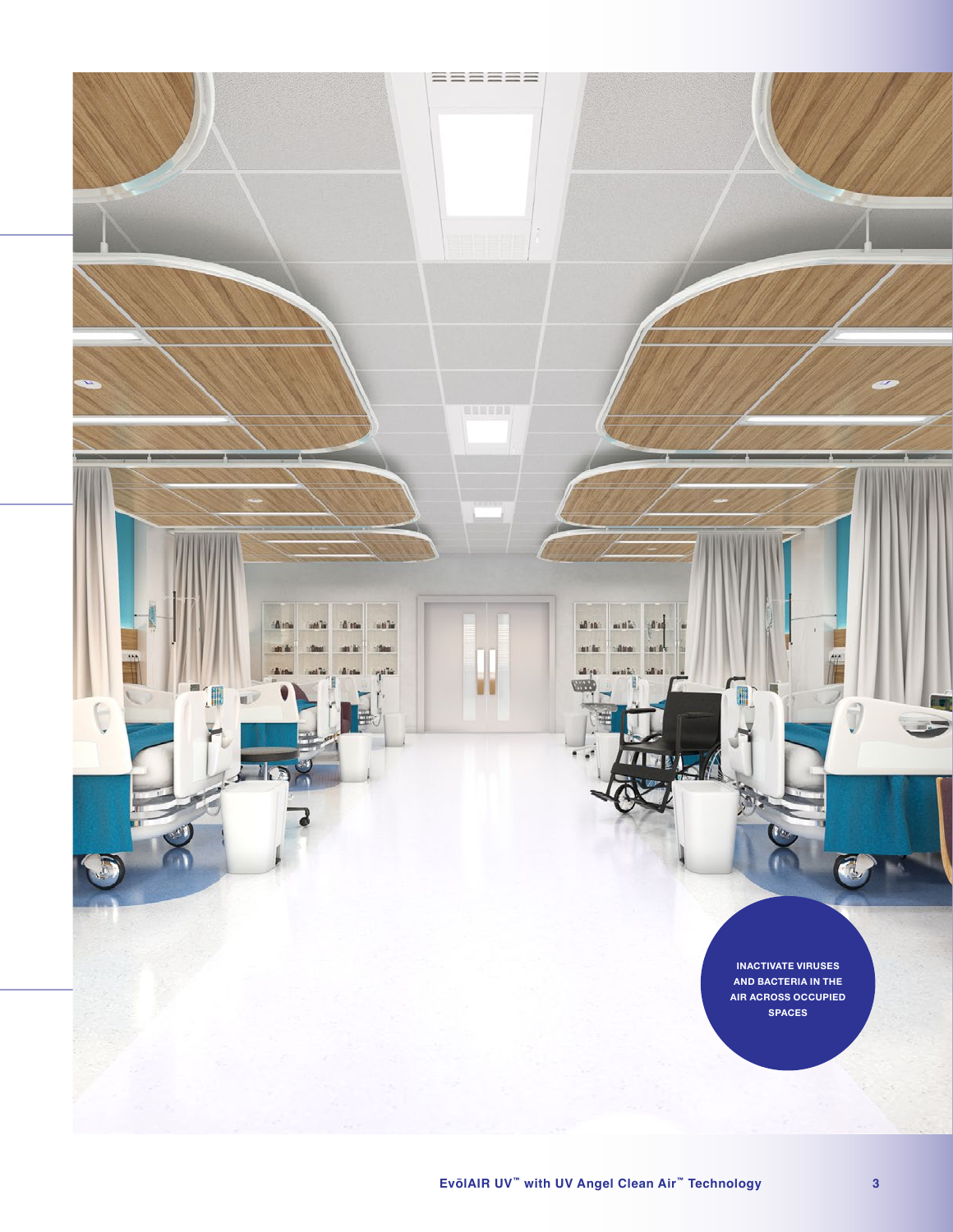INACTIVATE VIRUSES AND BACTERIA IN THE AIR ACROSS OCCUPIED SPACES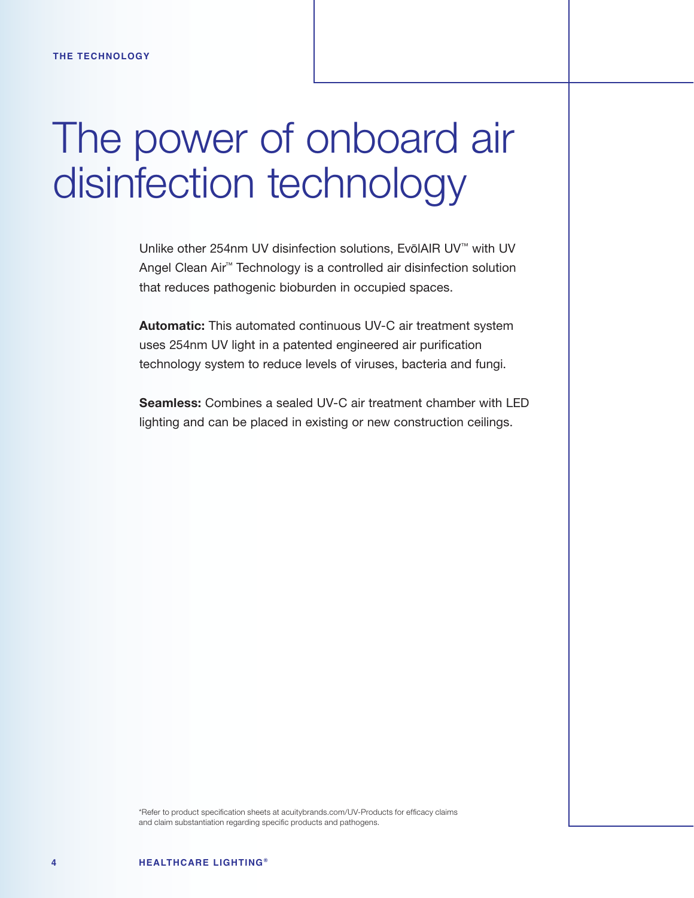THE TECHNOLOGY

# The power of onboard air disinfection technology

Unlike other 254nm UV disinfection solutions, EvōlAIR UV™ with UV Angel Clean Air™ Technology is a controlled air disinfection solution that reduces pathogenic bioburden in occupied spaces.

**Automatic:** This automated continuous UV-C air treatment system uses 254nm UV light in a patented engineered air purification technology system to reduce levels of viruses, bacteria and fungi.

**Seamless:** Combines a sealed UV-C air treatment chamber with LED lighting and can be placed in existing or new construction ceilings.

*Refer to product specification sheets at acuitybrands.com/UV-Products for efficacy claims and claim substantiation regarding specific products and pathogens.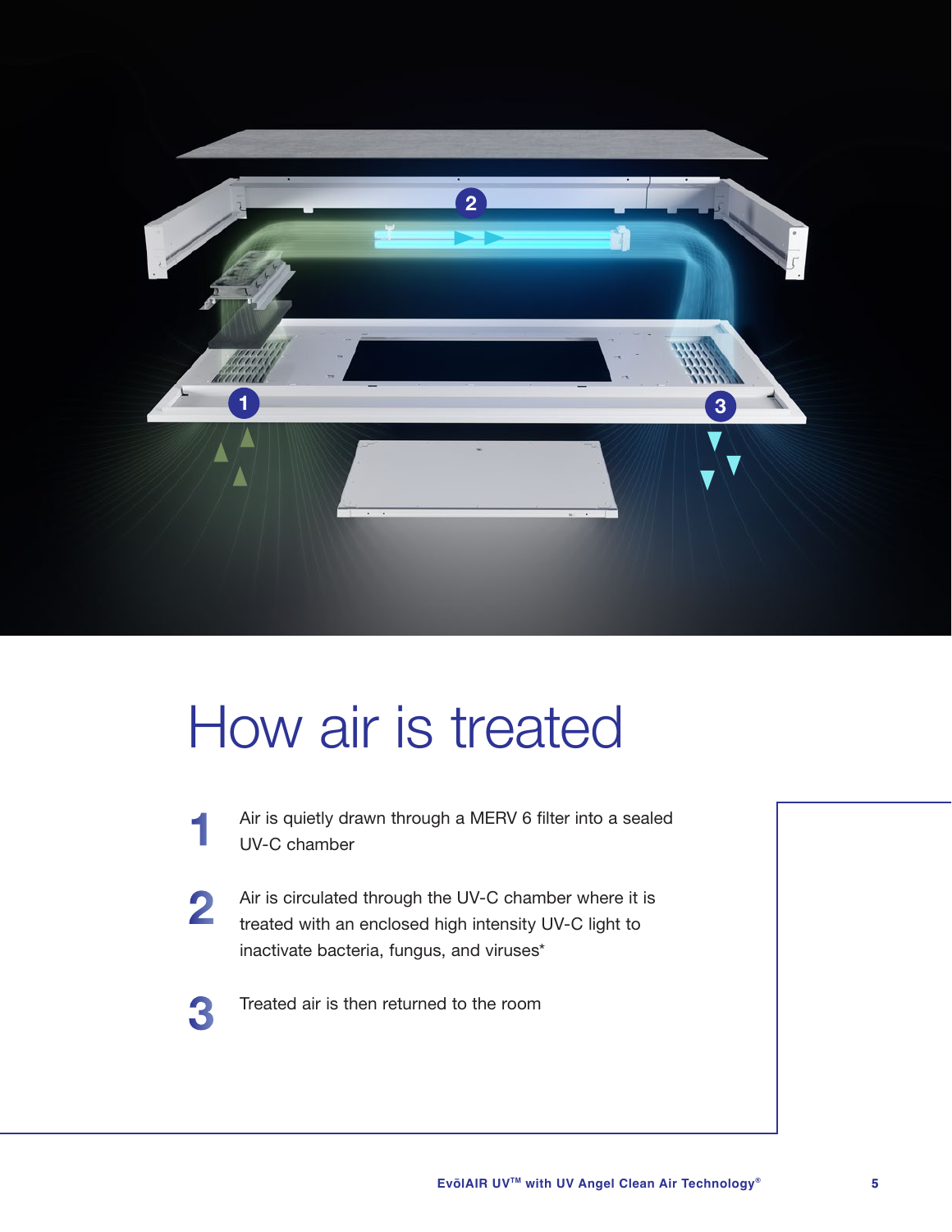# How air is treated

1. Air is quietly drawn through a MERV 6 filter into a sealed UV-C chamber

2. Air is circulated through the UV-C chamber where it is treated with an enclosed high intensity UV-C light to inactivate bacteria, fungus, and viruses*

3. Treated air is then returned to the room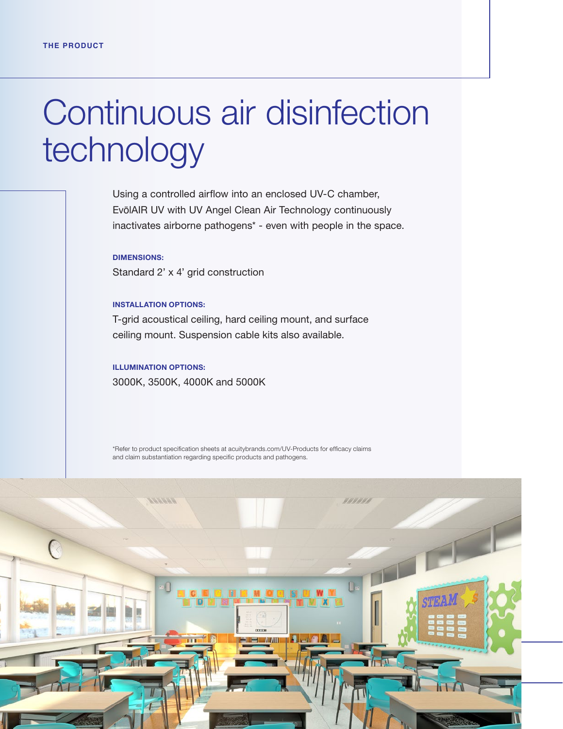THE PRODUCT

# Continuous air disinfection technology

Using a controlled airflow into an enclosed UV-C chamber, EvōlAIR UV with UV Angel Clean Air Technology continuously inactivates airborne pathogens* - even with people in the space.

**DIMENSIONS:**

Standard 2' x 4' grid construction

**INSTALLATION OPTIONS:**

T-grid acoustical ceiling, hard ceiling mount, and surface ceiling mount. Suspension cable kits also available.

**ILLUMINATION OPTIONS:**

3000K, 3500K, 4000K and 5000K

*Refer to product specification sheets at acuitybrands.com/UV-Products for efficacy claims and claim substantiation regarding specific products and pathogens.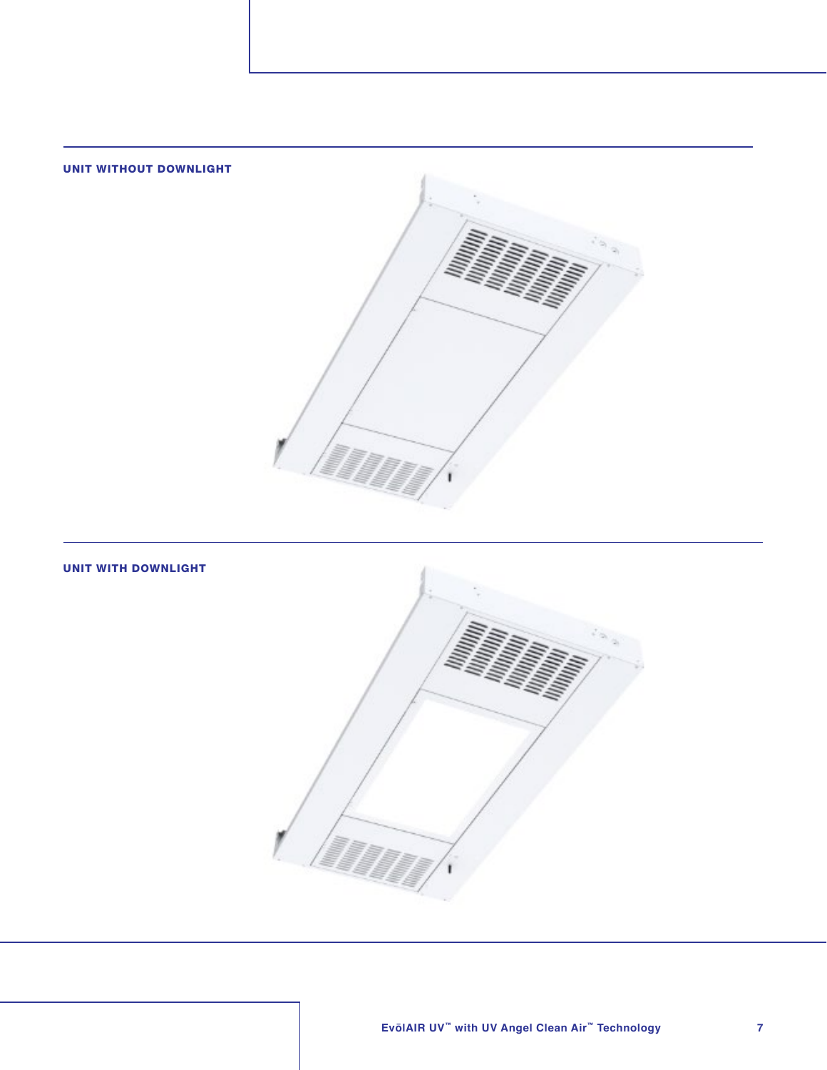**UNIT WITHOUT DOWNLIGHT**

**UNIT WITH DOWNLIGHT**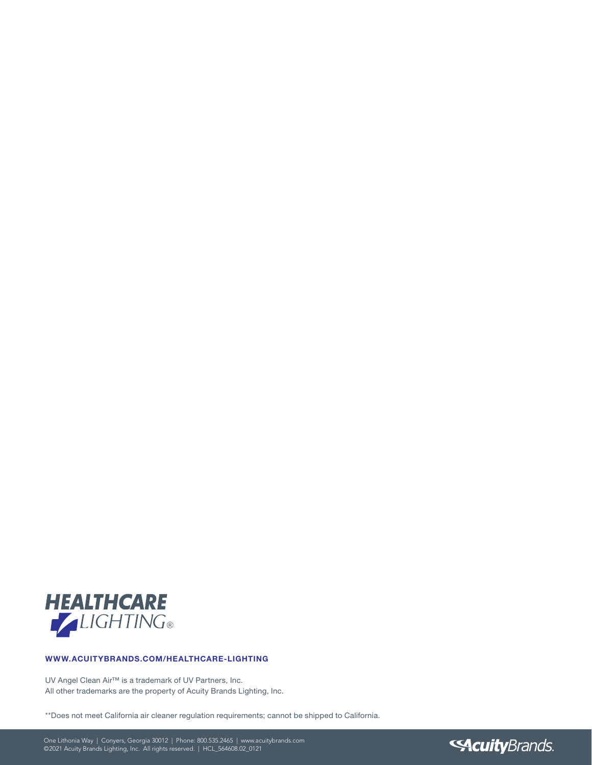HEALTHCARE LIGHTING®

**WWW.ACUITYBRANDS.COM/HEALTHCARE-LIGHTING**

UV Angel Clean Air™ is a trademark of UV Partners, Inc.
All other trademarks are the property of Acuity Brands Lighting, Inc.

**Does not meet California air cleaner regulation requirements; cannot be shipped to California.

One Lithonia Way | Conyers, Georgia 30012 | Phone: 800.535.2465 | www.acuitybrands.com
©2021 Acuity Brands Lighting, Inc. All rights reserved. | HCL_564608.02_0121

AcuityBrands.